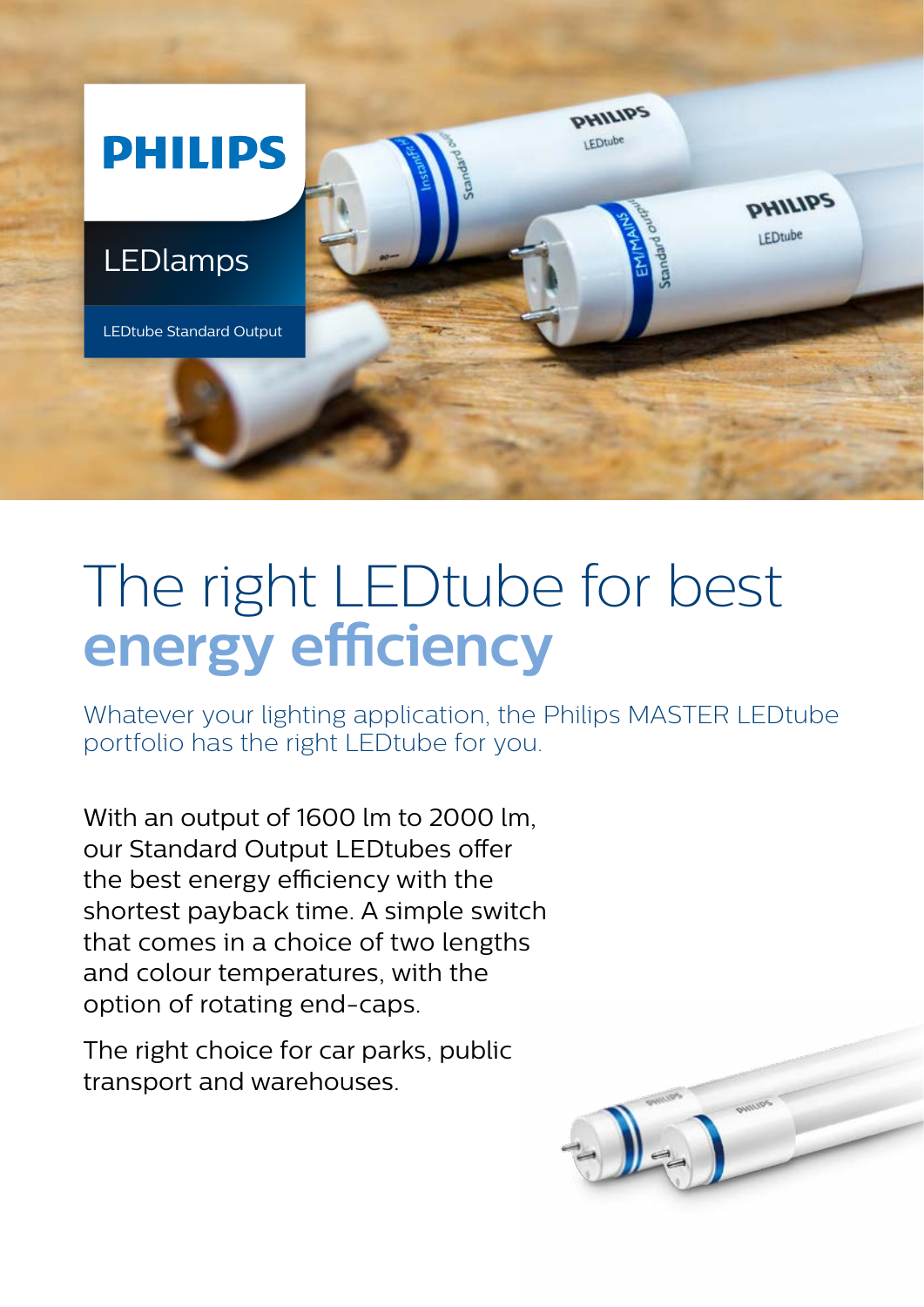PHILIPS

LEDlamps

LEDtube Standard Output

# The right LEDtube for best **energy efficiency**

Whatever your lighting application, the Philips MASTER LEDtube portfolio has the right LEDtube for you.

With an output of 1600 lm to 2000 lm, our Standard Output LEDtubes offer the best energy efficiency with the shortest payback time. A simple switch that comes in a choice of two lengths and colour temperatures, with the option of rotating end-caps.

The right choice for car parks, public transport and warehouses.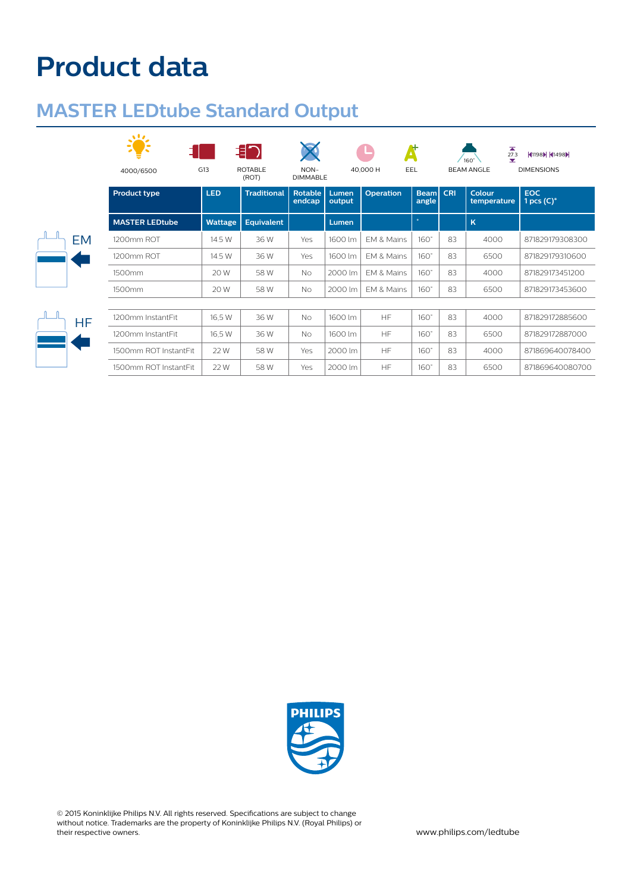# Product data

## MASTER LEDtube Standard Output

4000/6500 | G13 | ROTABLE (ROT) | NON-DIMMABLE | 40,000 H | EEL | 160° BEAM ANGLE | 27.3 1198 1498 DIMENSIONS

| | Product type | LED | Traditional | Rotable endcap | Lumen output | Operation | Beam angle | CRI | Colour temperature | EOC 1 pcs (C)* |
|---|---|---|---|---|---|---|---|---|---|---|
| | MASTER LEDtube | Wattage | Equivalent | | Lumen | | ° | | K | |
| EM | 1200mm ROT | 14.5 W | 36 W | Yes | 1600 lm | EM & Mains | 160° | 83 | 4000 | 871829179308300 |
| EM | 1200mm ROT | 14.5 W | 36 W | Yes | 1600 lm | EM & Mains | 160° | 83 | 6500 | 871829179310600 |
| EM | 1500mm | 20 W | 58 W | No | 2000 lm | EM & Mains | 160° | 83 | 4000 | 871829173451200 |
| EM | 1500mm | 20 W | 58 W | No | 2000 lm | EM & Mains | 160° | 83 | 6500 | 871829173453600 |
| HF | 1200mm InstantFit | 16.5 W | 36 W | No | 1600 lm | HF | 160° | 83 | 4000 | 871829172885600 |
| HF | 1200mm InstantFit | 16.5 W | 36 W | No | 1600 lm | HF | 160° | 83 | 6500 | 871829172887000 |
| HF | 1500mm ROT InstantFit | 22 W | 58 W | Yes | 2000 lm | HF | 160° | 83 | 4000 | 871869640078400 |
| HF | 1500mm ROT InstantFit | 22 W | 58 W | Yes | 2000 lm | HF | 160° | 83 | 6500 | 871869640080700 |

PHILIPS

© 2015 Koninklijke Philips N.V. All rights reserved. Specifications are subject to change without notice. Trademarks are the property of Koninklijke Philips N.V. (Royal Philips) or their respective owners.

www.philips.com/ledtube